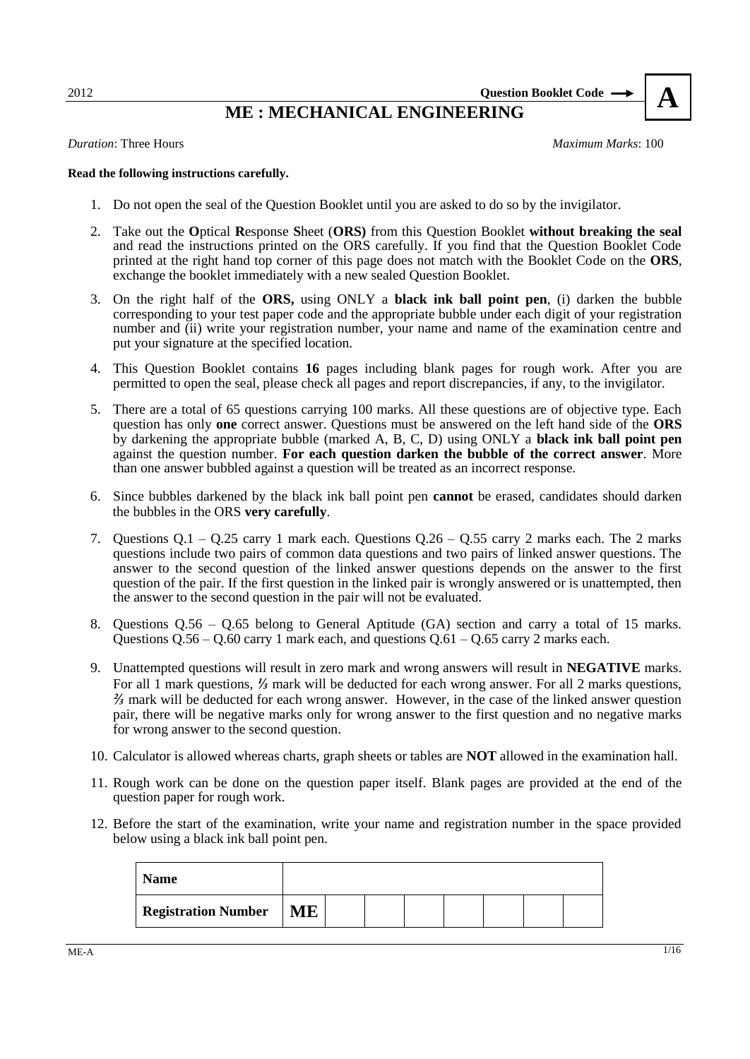2012 **Question Booklet Code → A**

# ME : MECHANICAL ENGINEERING

*Duration*: Three Hours *Maximum Marks*: 100

**Read the following instructions carefully.**

1. Do not open the seal of the Question Booklet until you are asked to do so by the invigilator.
2. Take out the **O**ptical **R**esponse **S**heet (**ORS)** from this Question Booklet **without breaking the seal** and read the instructions printed on the ORS carefully. If you find that the Question Booklet Code printed at the right hand top corner of this page does not match with the Booklet Code on the **ORS**, exchange the booklet immediately with a new sealed Question Booklet.
3. On the right half of the **ORS,** using ONLY a **black ink ball point pen**, (i) darken the bubble corresponding to your test paper code and the appropriate bubble under each digit of your registration number and (ii) write your registration number, your name and name of the examination centre and put your signature at the specified location.
4. This Question Booklet contains **16** pages including blank pages for rough work. After you are permitted to open the seal, please check all pages and report discrepancies, if any, to the invigilator.
5. There are a total of 65 questions carrying 100 marks. All these questions are of objective type. Each question has only **one** correct answer. Questions must be answered on the left hand side of the **ORS** by darkening the appropriate bubble (marked A, B, C, D) using ONLY a **black ink ball point pen** against the question number. **For each question darken the bubble of the correct answer**. More than one answer bubbled against a question will be treated as an incorrect response.
6. Since bubbles darkened by the black ink ball point pen **cannot** be erased, candidates should darken the bubbles in the ORS **very carefully**.
7. Questions Q.1 – Q.25 carry 1 mark each. Questions Q.26 – Q.55 carry 2 marks each. The 2 marks questions include two pairs of common data questions and two pairs of linked answer questions. The answer to the second question of the linked answer questions depends on the answer to the first question of the pair. If the first question in the linked pair is wrongly answered or is unattempted, then the answer to the second question in the pair will not be evaluated.
8. Questions Q.56 – Q.65 belong to General Aptitude (GA) section and carry a total of 15 marks. Questions Q.56 – Q.60 carry 1 mark each, and questions Q.61 – Q.65 carry 2 marks each.
9. Unattempted questions will result in zero mark and wrong answers will result in **NEGATIVE** marks. For all 1 mark questions, ⅓ mark will be deducted for each wrong answer. For all 2 marks questions, ⅔ mark will be deducted for each wrong answer. However, in the case of the linked answer question pair, there will be negative marks only for wrong answer to the first question and no negative marks for wrong answer to the second question.
10. Calculator is allowed whereas charts, graph sheets or tables are **NOT** allowed in the examination hall.
11. Rough work can be done on the question paper itself. Blank pages are provided at the end of the question paper for rough work.
12. Before the start of the examination, write your name and registration number in the space provided below using a black ink ball point pen.

| **Name** | | | | | | | | |
|---|---|---|---|---|---|---|---|---|
| **Registration Number** | **ME** | | | | | | | |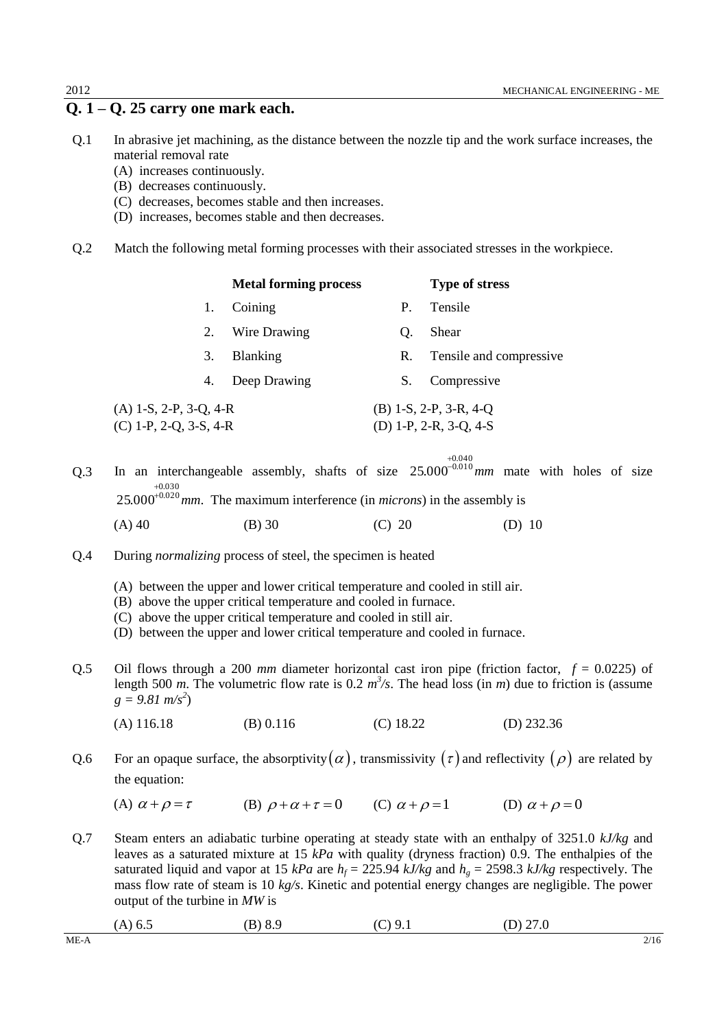## Q. 1 – Q. 25 carry one mark each.

Q.1 In abrasive jet machining, as the distance between the nozzle tip and the work surface increases, the material removal rate

(A) increases continuously.
(B) decreases continuously.
(C) decreases, becomes stable and then increases.
(D) increases, becomes stable and then decreases.

Q.2 Match the following metal forming processes with their associated stresses in the workpiece.

| | Metal forming process | | Type of stress |
|---|---|---|---|
| 1. | Coining | P. | Tensile |
| 2. | Wire Drawing | Q. | Shear |
| 3. | Blanking | R. | Tensile and compressive |
| 4. | Deep Drawing | S. | Compressive |

(A) 1-S, 2-P, 3-Q, 4-R (B) 1-S, 2-P, 3-R, 4-Q
(C) 1-P, 2-Q, 3-S, 4-R (D) 1-P, 2-R, 3-Q, 4-S

Q.3 In an interchangeable assembly, shafts of size $25.000^{+0.040}_{-0.010}$ *mm* mate with holes of size $25.000^{+0.030}_{+0.020}$ *mm*. The maximum interference (in *microns*) in the assembly is

(A) 40 (B) 30 (C) 20 (D) 10

Q.4 During *normalizing* process of steel, the specimen is heated

(A) between the upper and lower critical temperature and cooled in still air.
(B) above the upper critical temperature and cooled in furnace.
(C) above the upper critical temperature and cooled in still air.
(D) between the upper and lower critical temperature and cooled in furnace.

Q.5 Oil flows through a 200 *mm* diameter horizontal cast iron pipe (friction factor, $f$ = 0.0225) of length 500 *m*. The volumetric flow rate is 0.2 $m^3/s$. The head loss (in *m*) due to friction is (assume $g = 9.81\ m/s^2$)

(A) 116.18 (B) 0.116 (C) 18.22 (D) 232.36

Q.6 For an opaque surface, the absorptivity $(\alpha)$, transmissivity $(\tau)$ and reflectivity $(\rho)$ are related by the equation:

(A) $\alpha + \rho = \tau$ (B) $\rho + \alpha + \tau = 0$ (C) $\alpha + \rho = 1$ (D) $\alpha + \rho = 0$

Q.7 Steam enters an adiabatic turbine operating at steady state with an enthalpy of 3251.0 *kJ/kg* and leaves as a saturated mixture at 15 *kPa* with quality (dryness fraction) 0.9. The enthalpies of the saturated liquid and vapor at 15 *kPa* are $h_f$ = 225.94 *kJ/kg* and $h_g$ = 2598.3 *kJ/kg* respectively. The mass flow rate of steam is 10 *kg/s*. Kinetic and potential energy changes are negligible. The power output of the turbine in *MW* is

(A) 6.5 (B) 8.9 (C) 9.1 (D) 27.0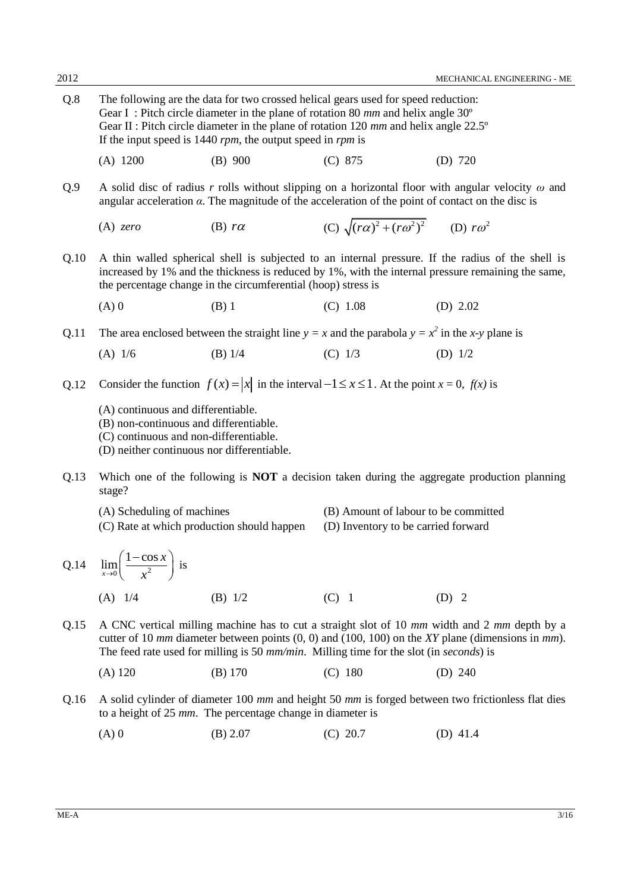Q.8 The following are the data for two crossed helical gears used for speed reduction:
Gear I : Pitch circle diameter in the plane of rotation 80 *mm* and helix angle 30º
Gear II : Pitch circle diameter in the plane of rotation 120 *mm* and helix angle 22.5º
If the input speed is 1440 *rpm*, the output speed in *rpm* is

(A) 1200 (B) 900 (C) 875 (D) 720

Q.9 A solid disc of radius *r* rolls without slipping on a horizontal floor with angular velocity $\omega$ and angular acceleration $\alpha$. The magnitude of the acceleration of the point of contact on the disc is

(A) *zero* (B) $r\alpha$ (C) $\sqrt{(r\alpha)^2 + (r\omega^2)^2}$ (D) $r\omega^2$

Q.10 A thin walled spherical shell is subjected to an internal pressure. If the radius of the shell is increased by 1% and the thickness is reduced by 1%, with the internal pressure remaining the same, the percentage change in the circumferential (hoop) stress is

(A) 0 (B) 1 (C) 1.08 (D) 2.02

Q.11 The area enclosed between the straight line $y = x$ and the parabola $y = x^2$ in the *x-y* plane is

(A) 1/6 (B) 1/4 (C) 1/3 (D) 1/2

Q.12 Consider the function $f(x) = |x|$ in the interval $-1 \le x \le 1$. At the point $x = 0$, $f(x)$ is

(A) continuous and differentiable.
(B) non-continuous and differentiable.
(C) continuous and non-differentiable.
(D) neither continuous nor differentiable.

Q.13 Which one of the following is **NOT** a decision taken during the aggregate production planning stage?

(A) Scheduling of machines (B) Amount of labour to be committed
(C) Rate at which production should happen (D) Inventory to be carried forward

Q.14 $\lim_{x \to 0} \left( \frac{1 - \cos x}{x^2} \right)$ is

(A) 1/4 (B) 1/2 (C) 1 (D) 2

Q.15 A CNC vertical milling machine has to cut a straight slot of 10 *mm* width and 2 *mm* depth by a cutter of 10 *mm* diameter between points (0, 0) and (100, 100) on the *XY* plane (dimensions in *mm*). The feed rate used for milling is 50 *mm/min*. Milling time for the slot (in *seconds*) is

(A) 120 (B) 170 (C) 180 (D) 240

Q.16 A solid cylinder of diameter 100 *mm* and height 50 *mm* is forged between two frictionless flat dies to a height of 25 *mm*. The percentage change in diameter is

(A) 0 (B) 2.07 (C) 20.7 (D) 41.4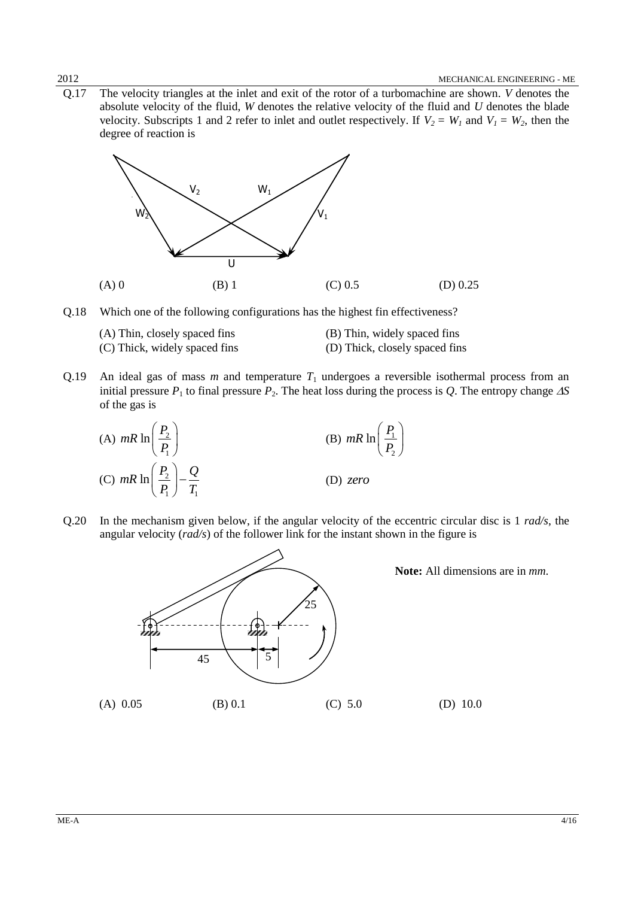Q.17 The velocity triangles at the inlet and exit of the rotor of a turbomachine are shown. *V* denotes the absolute velocity of the fluid, *W* denotes the relative velocity of the fluid and *U* denotes the blade velocity. Subscripts 1 and 2 refer to inlet and outlet respectively. If $V_2 = W_1$ and $V_1 = W_2$, then the degree of reaction is

(A) 0 (B) 1 (C) 0.5 (D) 0.25

Q.18 Which one of the following configurations has the highest fin effectiveness?

(A) Thin, closely spaced fins
(B) Thin, widely spaced fins
(C) Thick, widely spaced fins
(D) Thick, closely spaced fins

Q.19 An ideal gas of mass *m* and temperature $T_1$ undergoes a reversible isothermal process from an initial pressure $P_1$ to final pressure $P_2$. The heat loss during the process is *Q*. The entropy change $\Delta S$ of the gas is

(A) $mR\ln\left(\frac{P_2}{P_1}\right)$

(B) $mR\ln\left(\frac{P_1}{P_2}\right)$

(C) $mR\ln\left(\frac{P_2}{P_1}\right) - \frac{Q}{T_1}$

(D) *zero*

Q.20 In the mechanism given below, if the angular velocity of the eccentric circular disc is 1 *rad/s*, the angular velocity (*rad/s*) of the follower link for the instant shown in the figure is

**Note:** All dimensions are in *mm*.

(A) 0.05 (B) 0.1 (C) 5.0 (D) 10.0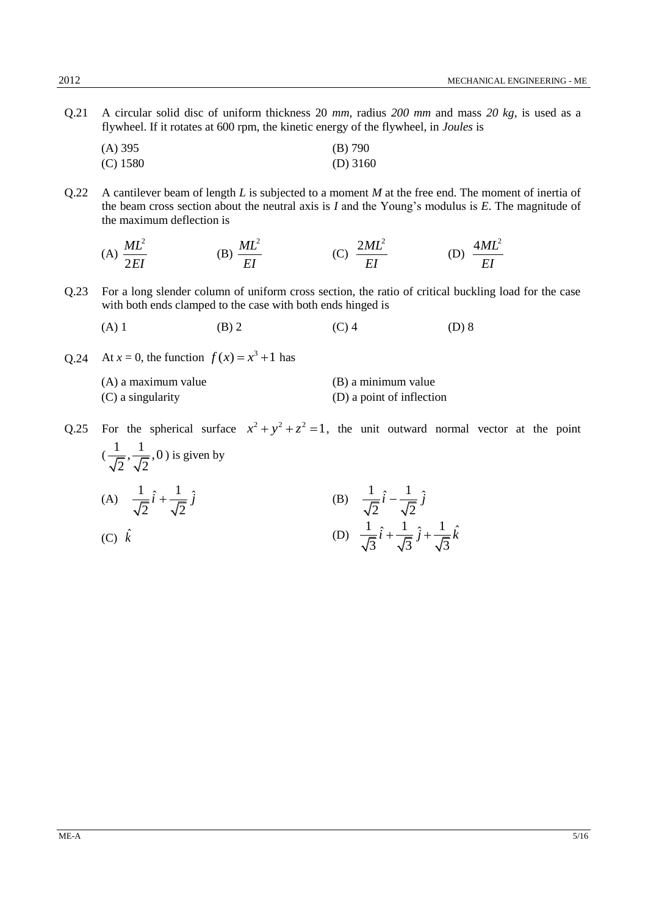Q.21 A circular solid disc of uniform thickness 20 *mm*, radius *200 mm* and mass *20 kg*, is used as a flywheel. If it rotates at 600 rpm, the kinetic energy of the flywheel, in *Joules* is

(A) 395 (B) 790
(C) 1580 (D) 3160

Q.22 A cantilever beam of length *L* is subjected to a moment *M* at the free end. The moment of inertia of the beam cross section about the neutral axis is *I* and the Young's modulus is *E*. The magnitude of the maximum deflection is

(A) $\frac{ML^2}{2EI}$ (B) $\frac{ML^2}{EI}$ (C) $\frac{2ML^2}{EI}$ (D) $\frac{4ML^2}{EI}$

Q.23 For a long slender column of uniform cross section, the ratio of critical buckling load for the case with both ends clamped to the case with both ends hinged is

(A) 1 (B) 2 (C) 4 (D) 8

Q.24 At $x = 0$, the function $f(x) = x^3 + 1$ has

(A) a maximum value (B) a minimum value
(C) a singularity (D) a point of inflection

Q.25 For the spherical surface $x^2 + y^2 + z^2 = 1$, the unit outward normal vector at the point $(\frac{1}{\sqrt{2}}, \frac{1}{\sqrt{2}}, 0)$ is given by

(A) $\frac{1}{\sqrt{2}}\hat{i} + \frac{1}{\sqrt{2}}\hat{j}$ (B) $\frac{1}{\sqrt{2}}\hat{i} - \frac{1}{\sqrt{2}}\hat{j}$

(C) $\hat{k}$ (D) $\frac{1}{\sqrt{3}}\hat{i} + \frac{1}{\sqrt{3}}\hat{j} + \frac{1}{\sqrt{3}}\hat{k}$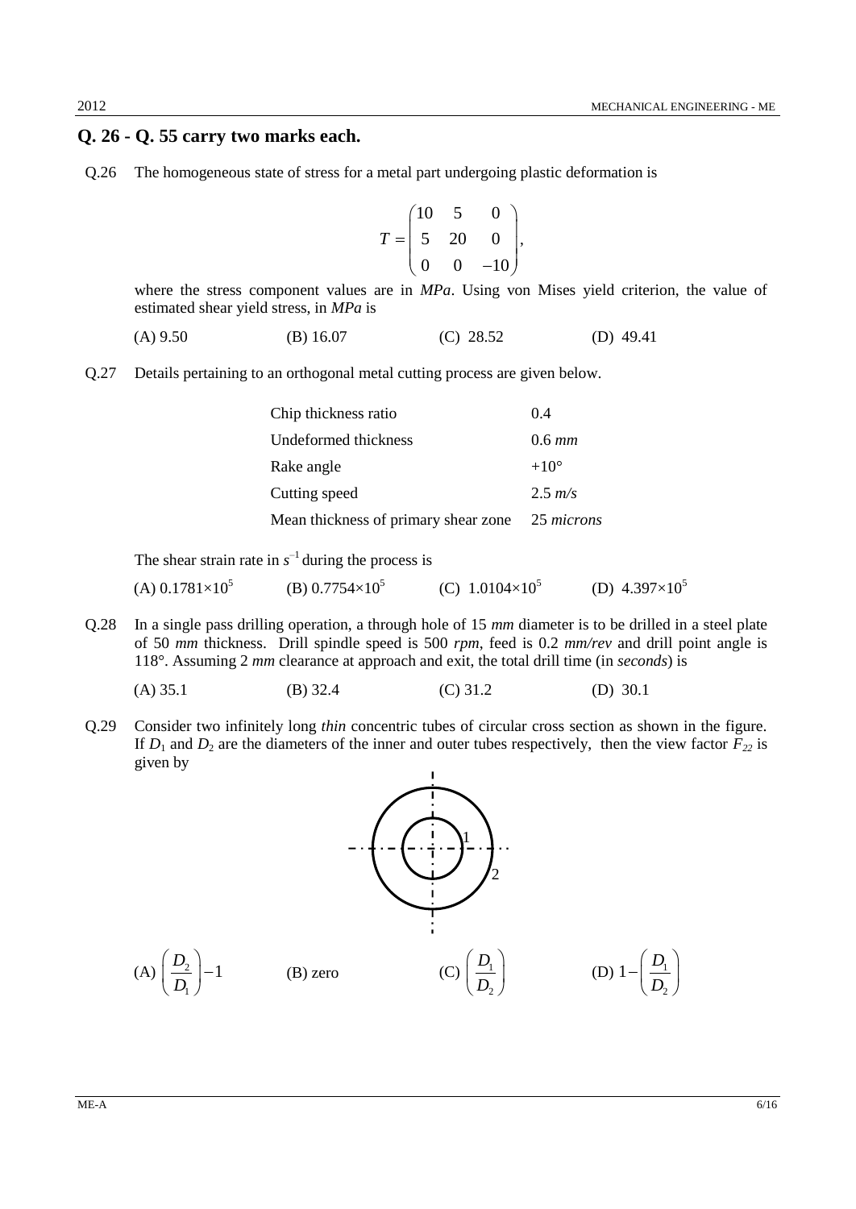## Q. 26 - Q. 55 carry two marks each.

Q.26 The homogeneous state of stress for a metal part undergoing plastic deformation is

$$T = \begin{pmatrix} 10 & 5 & 0 \\ 5 & 20 & 0 \\ 0 & 0 & -10 \end{pmatrix},$$

where the stress component values are in *MPa*. Using von Mises yield criterion, the value of estimated shear yield stress, in *MPa* is

(A) 9.50 (B) 16.07 (C) 28.52 (D) 49.41

Q.27 Details pertaining to an orthogonal metal cutting process are given below.

| | |
|---|---|
| Chip thickness ratio | 0.4 |
| Undeformed thickness | 0.6 *mm* |
| Rake angle | +10° |
| Cutting speed | 2.5 *m/s* |
| Mean thickness of primary shear zone | 25 *microns* |

The shear strain rate in $s^{-1}$ during the process is

(A) $0.1781\times10^5$ (B) $0.7754\times10^5$ (C) $1.0104\times10^5$ (D) $4.397\times10^5$

Q.28 In a single pass drilling operation, a through hole of 15 *mm* diameter is to be drilled in a steel plate of 50 *mm* thickness. Drill spindle speed is 500 *rpm*, feed is 0.2 *mm/rev* and drill point angle is 118°. Assuming 2 *mm* clearance at approach and exit, the total drill time (in *seconds*) is

(A) 35.1 (B) 32.4 (C) 31.2 (D) 30.1

Q.29 Consider two infinitely long *thin* concentric tubes of circular cross section as shown in the figure. If $D_1$ and $D_2$ are the diameters of the inner and outer tubes respectively, then the view factor $F_{22}$ is given by

(A) $\left(\frac{D_2}{D_1}\right)-1$ (B) zero (C) $\left(\frac{D_1}{D_2}\right)$ (D) $1-\left(\frac{D_1}{D_2}\right)$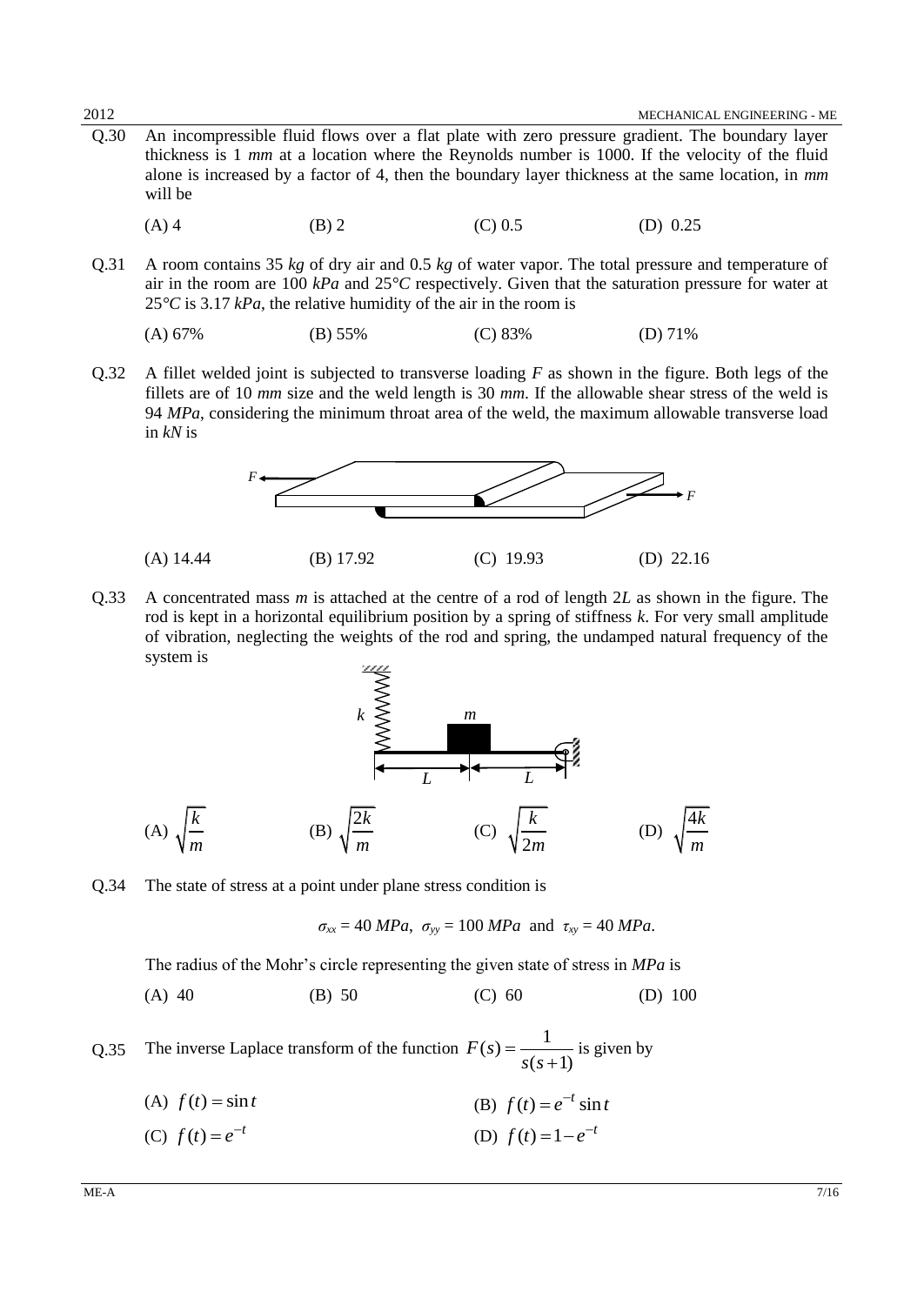Q.30 An incompressible fluid flows over a flat plate with zero pressure gradient. The boundary layer thickness is 1 *mm* at a location where the Reynolds number is 1000. If the velocity of the fluid alone is increased by a factor of 4, then the boundary layer thickness at the same location, in *mm* will be

(A) 4 (B) 2 (C) 0.5 (D) 0.25

Q.31 A room contains 35 *kg* of dry air and 0.5 *kg* of water vapor. The total pressure and temperature of air in the room are 100 *kPa* and 25°*C* respectively. Given that the saturation pressure for water at 25°*C* is 3.17 *kPa*, the relative humidity of the air in the room is

(A) 67% (B) 55% (C) 83% (D) 71%

Q.32 A fillet welded joint is subjected to transverse loading *F* as shown in the figure. Both legs of the fillets are of 10 *mm* size and the weld length is 30 *mm*. If the allowable shear stress of the weld is 94 *MPa*, considering the minimum throat area of the weld, the maximum allowable transverse load in *kN* is

(A) 14.44 (B) 17.92 (C) 19.93 (D) 22.16

Q.33 A concentrated mass *m* is attached at the centre of a rod of length 2*L* as shown in the figure. The rod is kept in a horizontal equilibrium position by a spring of stiffness *k*. For very small amplitude of vibration, neglecting the weights of the rod and spring, the undamped natural frequency of the system is

(A) $\sqrt{\frac{k}{m}}$ (B) $\sqrt{\frac{2k}{m}}$ (C) $\sqrt{\frac{k}{2m}}$ (D) $\sqrt{\frac{4k}{m}}$

Q.34 The state of stress at a point under plane stress condition is

$$\sigma_{xx} = 40\ MPa,\ \sigma_{yy} = 100\ MPa\ \text{ and }\ \tau_{xy} = 40\ MPa.$$

The radius of the Mohr's circle representing the given state of stress in *MPa* is

(A) 40 (B) 50 (C) 60 (D) 100

Q.35 The inverse Laplace transform of the function $F(s) = \frac{1}{s(s+1)}$ is given by

(A) $f(t) = \sin t$

(B) $f(t) = e^{-t}\sin t$

(C) $f(t) = e^{-t}$

(D) $f(t) = 1 - e^{-t}$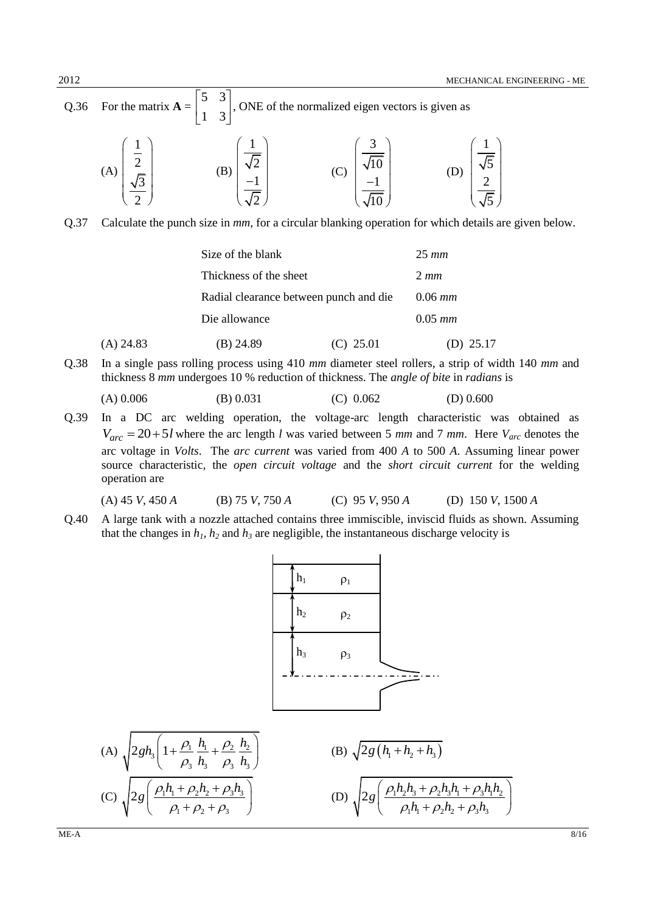Q.36 For the matrix $\mathbf{A} = \begin{bmatrix} 5 & 3 \\ 1 & 3 \end{bmatrix}$, ONE of the normalized eigen vectors is given as

(A) $\begin{pmatrix} \frac{1}{2} \\ \frac{\sqrt{3}}{2} \end{pmatrix}$ (B) $\begin{pmatrix} \frac{1}{\sqrt{2}} \\ \frac{-1}{\sqrt{2}} \end{pmatrix}$ (C) $\begin{pmatrix} \frac{3}{\sqrt{10}} \\ \frac{-1}{\sqrt{10}} \end{pmatrix}$ (D) $\begin{pmatrix} \frac{1}{\sqrt{5}} \\ \frac{2}{\sqrt{5}} \end{pmatrix}$

Q.37 Calculate the punch size in *mm*, for a circular blanking operation for which details are given below.

| | |
|---|---|
| Size of the blank | 25 *mm* |
| Thickness of the sheet | 2 *mm* |
| Radial clearance between punch and die | 0.06 *mm* |
| Die allowance | 0.05 *mm* |

(A) 24.83 (B) 24.89 (C) 25.01 (D) 25.17

Q.38 In a single pass rolling process using 410 *mm* diameter steel rollers, a strip of width 140 *mm* and thickness 8 *mm* undergoes 10 % reduction of thickness. The *angle of bite* in *radians* is

(A) 0.006 (B) 0.031 (C) 0.062 (D) 0.600

Q.39 In a DC arc welding operation, the voltage-arc length characteristic was obtained as $V_{arc} = 20 + 5l$ where the arc length $l$ was varied between 5 *mm* and 7 *mm*. Here $V_{arc}$ denotes the arc voltage in *Volts*. The *arc current* was varied from 400 *A* to 500 *A*. Assuming linear power source characteristic, the *open circuit voltage* and the *short circuit current* for the welding operation are

(A) 45 *V*, 450 *A* (B) 75 *V*, 750 *A* (C) 95 *V*, 950 *A* (D) 150 *V*, 1500 *A*

Q.40 A large tank with a nozzle attached contains three immiscible, inviscid fluids as shown. Assuming that the changes in $h_1$, $h_2$ and $h_3$ are negligible, the instantaneous discharge velocity is

(A) $\sqrt{2gh_3\left(1 + \frac{\rho_1}{\rho_3}\frac{h_1}{h_3} + \frac{\rho_2}{\rho_3}\frac{h_2}{h_3}\right)}$ (B) $\sqrt{2g\left(h_1 + h_2 + h_3\right)}$

(C) $\sqrt{2g\left(\frac{\rho_1 h_1 + \rho_2 h_2 + \rho_3 h_3}{\rho_1 + \rho_2 + \rho_3}\right)}$ (D) $\sqrt{2g\left(\frac{\rho_1 h_2 h_3 + \rho_2 h_3 h_1 + \rho_3 h_1 h_2}{\rho_1 h_1 + \rho_2 h_2 + \rho_3 h_3}\right)}$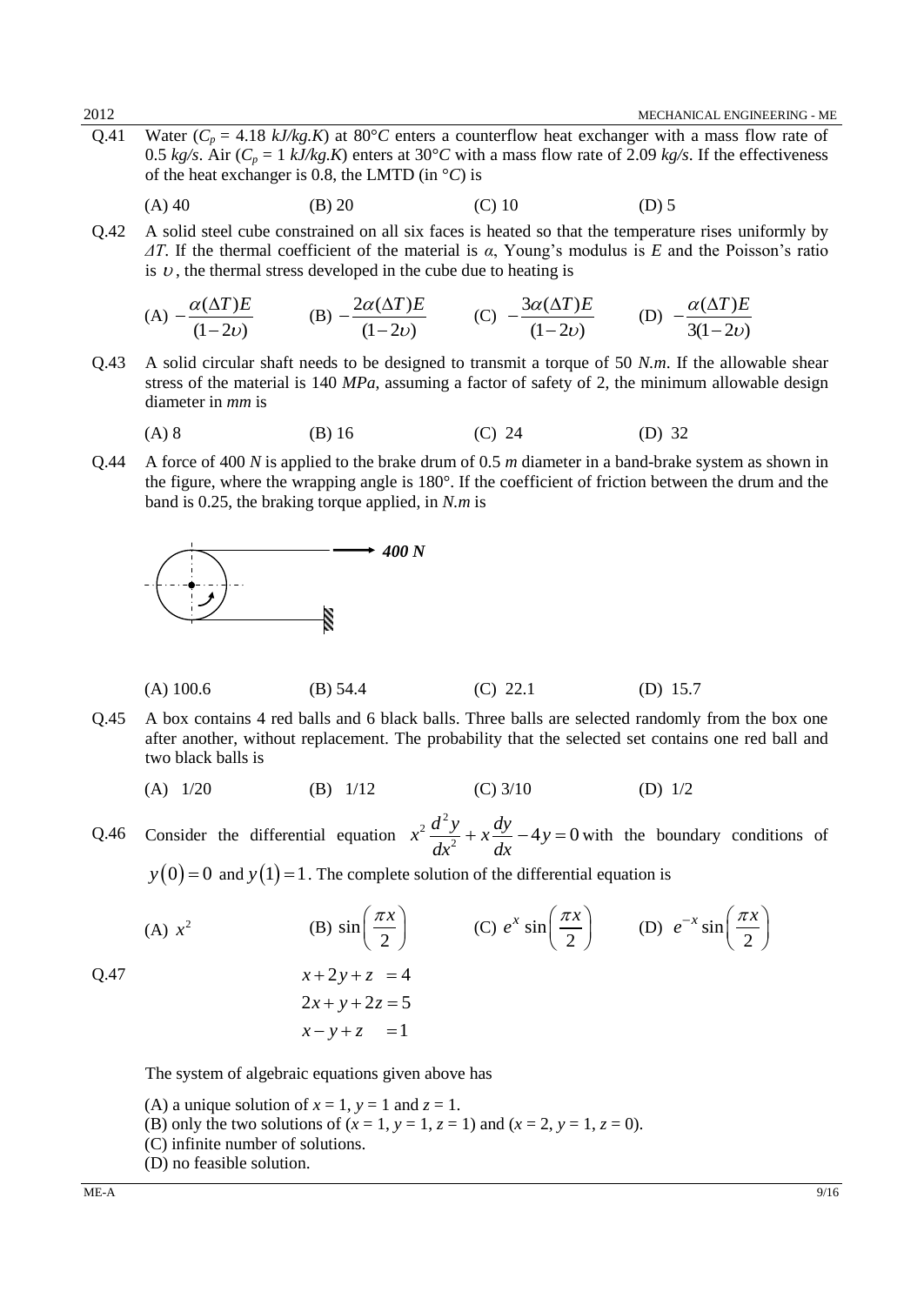Q.41 Water ($C_p$ = 4.18 *kJ/kg.K*) at 80°*C* enters a counterflow heat exchanger with a mass flow rate of 0.5 *kg/s*. Air ($C_p$ = 1 *kJ/kg.K*) enters at 30°*C* with a mass flow rate of 2.09 *kg/s*. If the effectiveness of the heat exchanger is 0.8, the LMTD (in °*C*) is

(A) 40 (B) 20 (C) 10 (D) 5

Q.42 A solid steel cube constrained on all six faces is heated so that the temperature rises uniformly by $\Delta T$. If the thermal coefficient of the material is $\alpha$, Young's modulus is $E$ and the Poisson's ratio is $\upsilon$, the thermal stress developed in the cube due to heating is

(A) $-\dfrac{\alpha(\Delta T)E}{(1-2\upsilon)}$ (B) $-\dfrac{2\alpha(\Delta T)E}{(1-2\upsilon)}$ (C) $-\dfrac{3\alpha(\Delta T)E}{(1-2\upsilon)}$ (D) $-\dfrac{\alpha(\Delta T)E}{3(1-2\upsilon)}$

Q.43 A solid circular shaft needs to be designed to transmit a torque of 50 *N.m*. If the allowable shear stress of the material is 140 *MPa*, assuming a factor of safety of 2, the minimum allowable design diameter in *mm* is

(A) 8 (B) 16 (C) 24 (D) 32

Q.44 A force of 400 *N* is applied to the brake drum of 0.5 *m* diameter in a band-brake system as shown in the figure, where the wrapping angle is 180°. If the coefficient of friction between the drum and the band is 0.25, the braking torque applied, in *N.m* is

(A) 100.6 (B) 54.4 (C) 22.1 (D) 15.7

Q.45 A box contains 4 red balls and 6 black balls. Three balls are selected randomly from the box one after another, without replacement. The probability that the selected set contains one red ball and two black balls is

(A) 1/20 (B) 1/12 (C) 3/10 (D) 1/2

Q.46 Consider the differential equation $x^2\dfrac{d^2y}{dx^2}+x\dfrac{dy}{dx}-4y=0$ with the boundary conditions of $y(0)=0$ and $y(1)=1$. The complete solution of the differential equation is

(A) $x^2$ (B) $\sin\left(\dfrac{\pi x}{2}\right)$ (C) $e^x\sin\left(\dfrac{\pi x}{2}\right)$ (D) $e^{-x}\sin\left(\dfrac{\pi x}{2}\right)$

Q.47

$$
\begin{aligned}
x+2y+z &= 4\\
2x+y+2z &= 5\\
x-y+z &= 1
\end{aligned}
$$

The system of algebraic equations given above has

(A) a unique solution of $x = 1$, $y = 1$ and $z = 1$.
(B) only the two solutions of ($x = 1$, $y = 1$, $z = 1$) and ($x = 2$, $y = 1$, $z = 0$).
(C) infinite number of solutions.
(D) no feasible solution.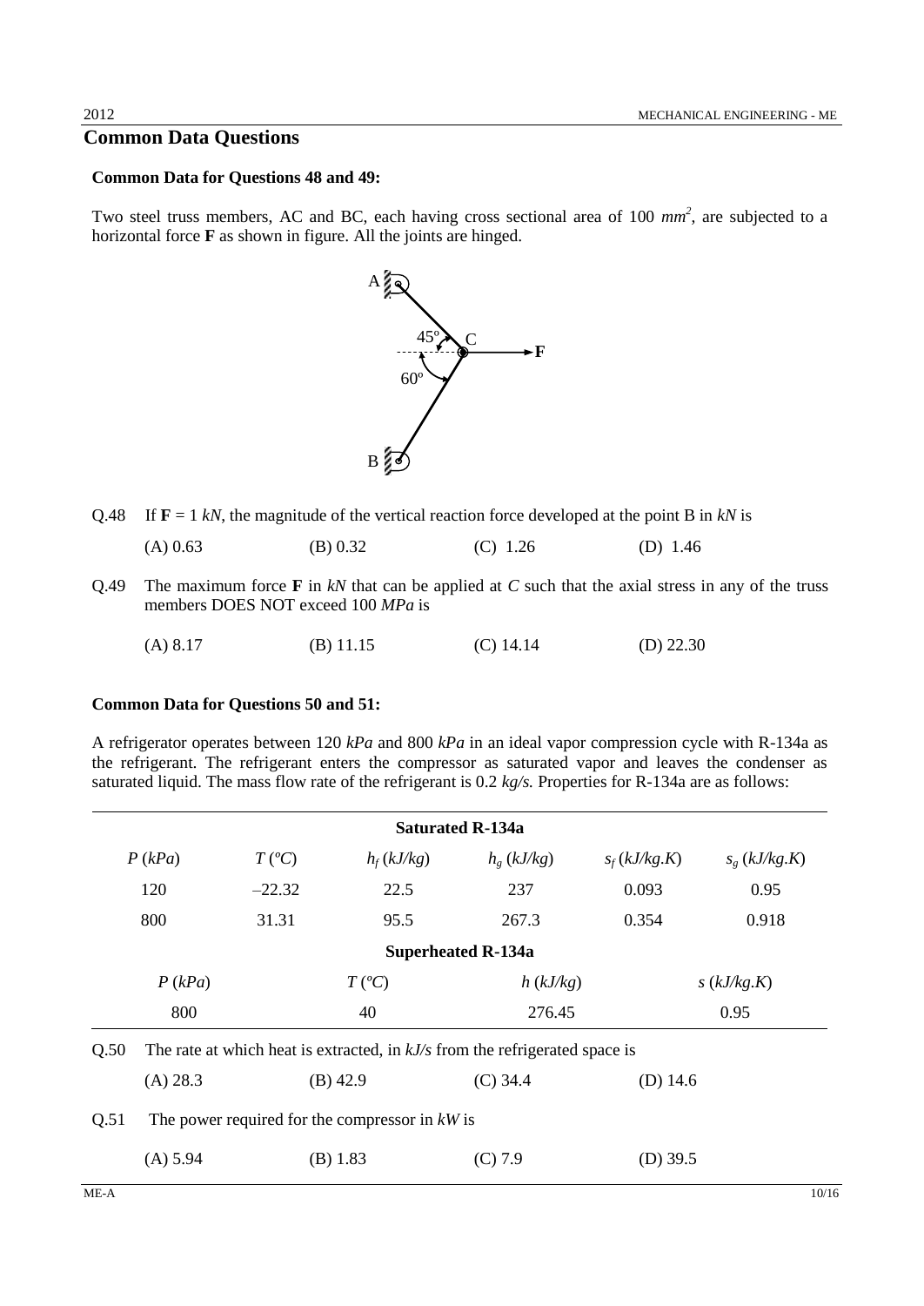## Common Data Questions

**Common Data for Questions 48 and 49:**

Two steel truss members, AC and BC, each having cross sectional area of 100 $mm^2$, are subjected to a horizontal force **F** as shown in figure. All the joints are hinged.

Q.48 If **F** = 1 *kN*, the magnitude of the vertical reaction force developed at the point B in *kN* is

(A) 0.63 (B) 0.32 (C) 1.26 (D) 1.46

Q.49 The maximum force **F** in *kN* that can be applied at *C* such that the axial stress in any of the truss members DOES NOT exceed 100 *MPa* is

(A) 8.17 (B) 11.15 (C) 14.14 (D) 22.30

**Common Data for Questions 50 and 51:**

A refrigerator operates between 120 *kPa* and 800 *kPa* in an ideal vapor compression cycle with R-134a as the refrigerant. The refrigerant enters the compressor as saturated vapor and leaves the condenser as saturated liquid. The mass flow rate of the refrigerant is 0.2 *kg/s.* Properties for R-134a are as follows:

| Saturated R-134a | | | | | |
|---|---|---|---|---|---|
| $P$ (*kPa*) | $T$ (ºC) | $h_f$ (*kJ/kg*) | $h_g$ (*kJ/kg*) | $s_f$ (*kJ/kg.K*) | $s_g$ (*kJ/kg.K*) |
| 120 | –22.32 | 22.5 | 237 | 0.093 | 0.95 |
| 800 | 31.31 | 95.5 | 267.3 | 0.354 | 0.918 |

| Superheated R-134a | | | |
|---|---|---|---|
| $P$ (*kPa*) | $T$ (ºC) | $h$ (*kJ/kg*) | $s$ (*kJ/kg.K*) |
| 800 | 40 | 276.45 | 0.95 |

Q.50 The rate at which heat is extracted, in *kJ/s* from the refrigerated space is

(A) 28.3 (B) 42.9 (C) 34.4 (D) 14.6

Q.51 The power required for the compressor in *kW* is

(A) 5.94 (B) 1.83 (C) 7.9 (D) 39.5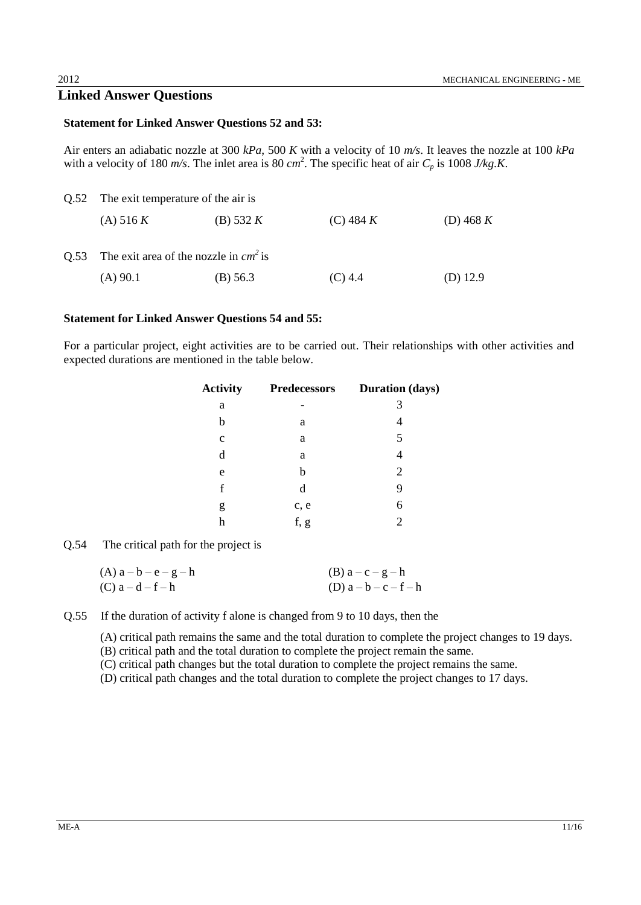## Linked Answer Questions

**Statement for Linked Answer Questions 52 and 53:**

Air enters an adiabatic nozzle at 300 *kPa*, 500 *K* with a velocity of 10 *m/s*. It leaves the nozzle at 100 *kPa* with a velocity of 180 *m/s*. The inlet area is 80 $cm^2$. The specific heat of air $C_p$ is 1008 *J/kg.K*.

Q.52 The exit temperature of the air is

(A) 516 *K* (B) 532 *K* (C) 484 *K* (D) 468 *K*

Q.53 The exit area of the nozzle in $cm^2$ is

(A) 90.1 (B) 56.3 (C) 4.4 (D) 12.9

**Statement for Linked Answer Questions 54 and 55:**

For a particular project, eight activities are to be carried out. Their relationships with other activities and expected durations are mentioned in the table below.

| Activity | Predecessors | Duration (days) |
|---|---|---|
| a | - | 3 |
| b | a | 4 |
| c | a | 5 |
| d | a | 4 |
| e | b | 2 |
| f | d | 9 |
| g | c, e | 6 |
| h | f, g | 2 |

Q.54 The critical path for the project is

(A) a – b – e – g – h
(B) a – c – g – h
(C) a – d – f – h
(D) a – b – c – f – h

Q.55 If the duration of activity f alone is changed from 9 to 10 days, then the

(A) critical path remains the same and the total duration to complete the project changes to 19 days.
(B) critical path and the total duration to complete the project remain the same.
(C) critical path changes but the total duration to complete the project remains the same.
(D) critical path changes and the total duration to complete the project changes to 17 days.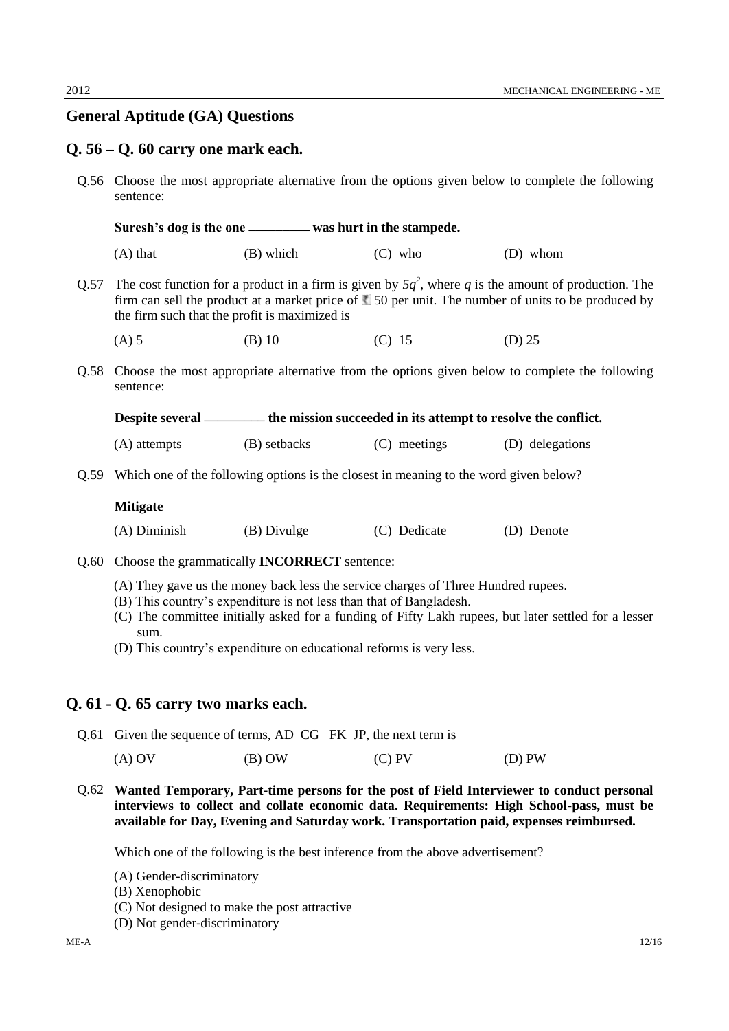## General Aptitude (GA) Questions

### Q. 56 – Q. 60 carry one mark each.

Q.56 Choose the most appropriate alternative from the options given below to complete the following sentence:

**Suresh's dog is the one ________ was hurt in the stampede.**

(A) that (B) which (C) who (D) whom

Q.57 The cost function for a product in a firm is given by $5q^2$, where $q$ is the amount of production. The firm can sell the product at a market price of ₹ 50 per unit. The number of units to be produced by the firm such that the profit is maximized is

(A) 5 (B) 10 (C) 15 (D) 25

Q.58 Choose the most appropriate alternative from the options given below to complete the following sentence:

**Despite several ________ the mission succeeded in its attempt to resolve the conflict.**

(A) attempts (B) setbacks (C) meetings (D) delegations

Q.59 Which one of the following options is the closest in meaning to the word given below?

**Mitigate**

(A) Diminish (B) Divulge (C) Dedicate (D) Denote

Q.60 Choose the grammatically **INCORRECT** sentence:

(A) They gave us the money back less the service charges of Three Hundred rupees.
(B) This country's expenditure is not less than that of Bangladesh.
(C) The committee initially asked for a funding of Fifty Lakh rupees, but later settled for a lesser sum.
(D) This country's expenditure on educational reforms is very less.

### Q. 61 - Q. 65 carry two marks each.

Q.61 Given the sequence of terms, AD CG FK JP, the next term is

(A) OV (B) OW (C) PV (D) PW

Q.62 **Wanted Temporary, Part-time persons for the post of Field Interviewer to conduct personal interviews to collect and collate economic data. Requirements: High School-pass, must be available for Day, Evening and Saturday work. Transportation paid, expenses reimbursed.**

Which one of the following is the best inference from the above advertisement?

(A) Gender-discriminatory
(B) Xenophobic
(C) Not designed to make the post attractive
(D) Not gender-discriminatory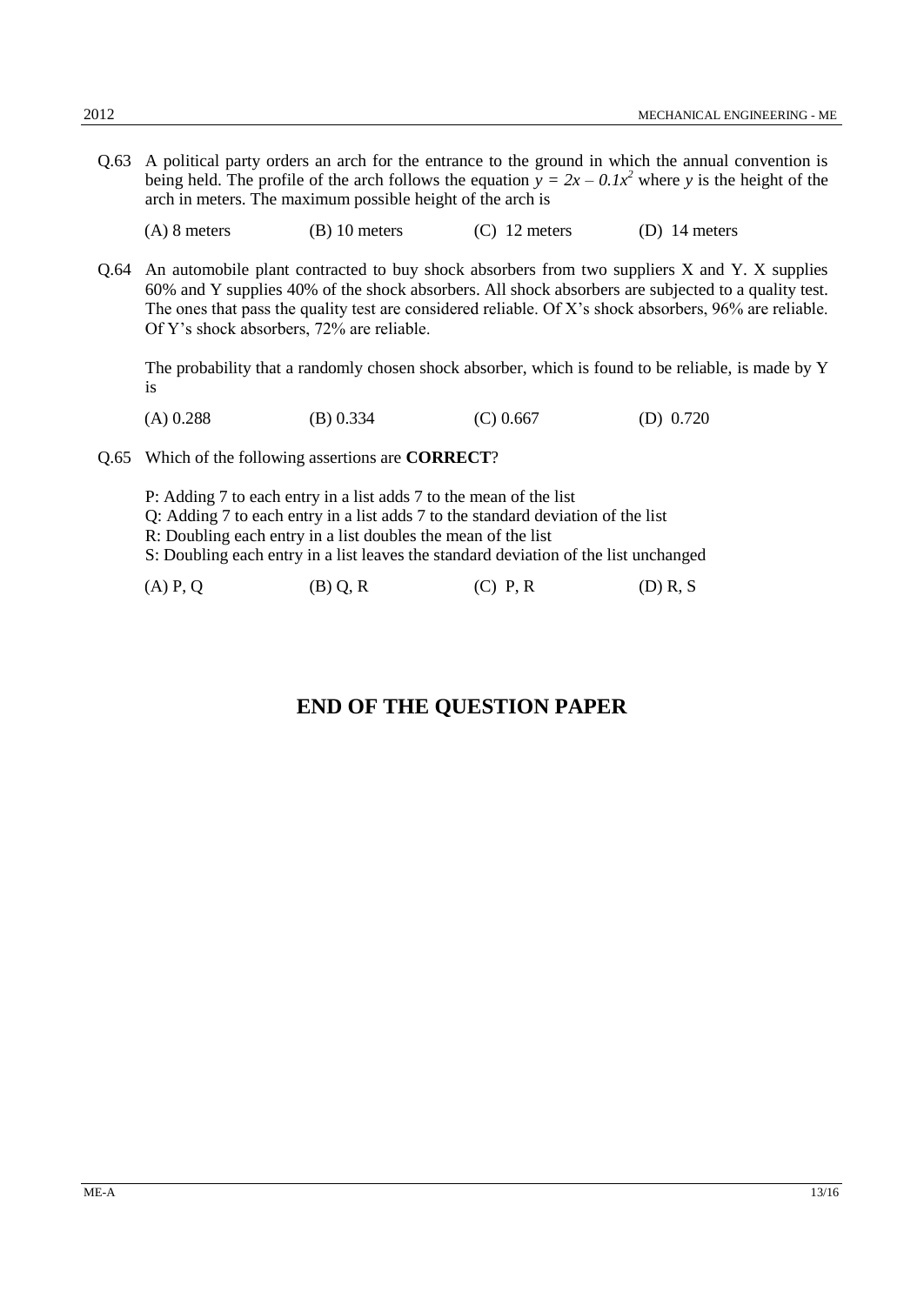Q.63 A political party orders an arch for the entrance to the ground in which the annual convention is being held. The profile of the arch follows the equation $y = 2x - 0.1x^2$ where $y$ is the height of the arch in meters. The maximum possible height of the arch is

(A) 8 meters (B) 10 meters (C) 12 meters (D) 14 meters

Q.64 An automobile plant contracted to buy shock absorbers from two suppliers X and Y. X supplies 60% and Y supplies 40% of the shock absorbers. All shock absorbers are subjected to a quality test. The ones that pass the quality test are considered reliable. Of X's shock absorbers, 96% are reliable. Of Y's shock absorbers, 72% are reliable.

The probability that a randomly chosen shock absorber, which is found to be reliable, is made by Y is

(A) 0.288 (B) 0.334 (C) 0.667 (D) 0.720

Q.65 Which of the following assertions are **CORRECT**?

P: Adding 7 to each entry in a list adds 7 to the mean of the list
Q: Adding 7 to each entry in a list adds 7 to the standard deviation of the list
R: Doubling each entry in a list doubles the mean of the list
S: Doubling each entry in a list leaves the standard deviation of the list unchanged

(A) P, Q (B) Q, R (C) P, R (D) R, S

## END OF THE QUESTION PAPER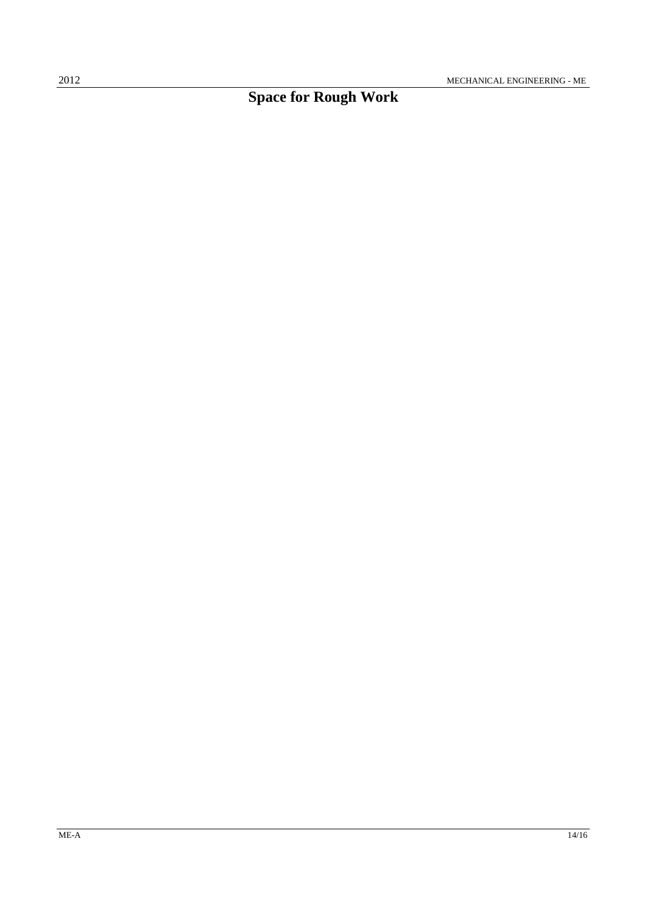# Space for Rough Work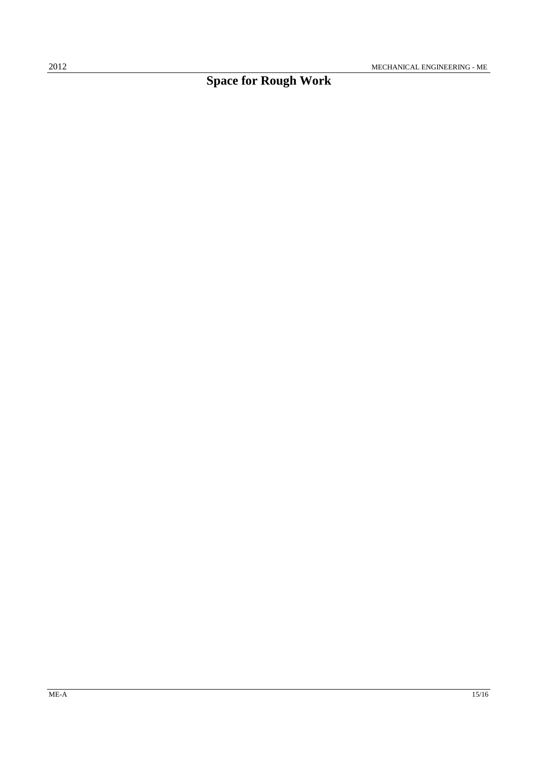# Space for Rough Work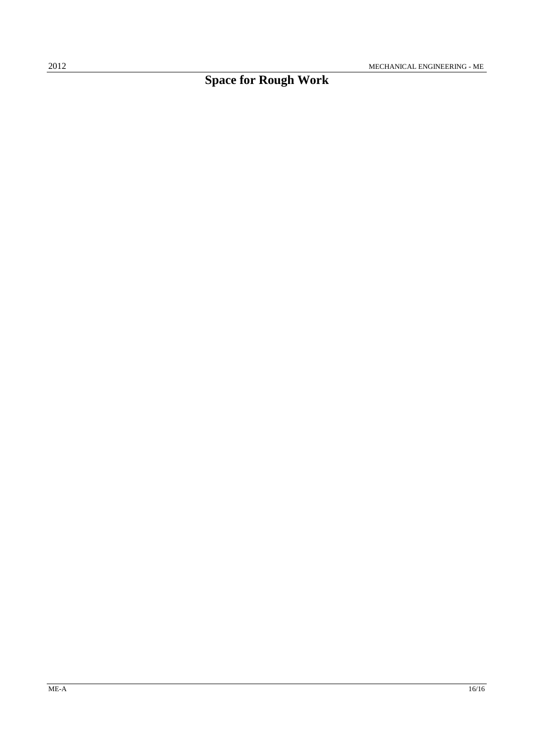# Space for Rough Work